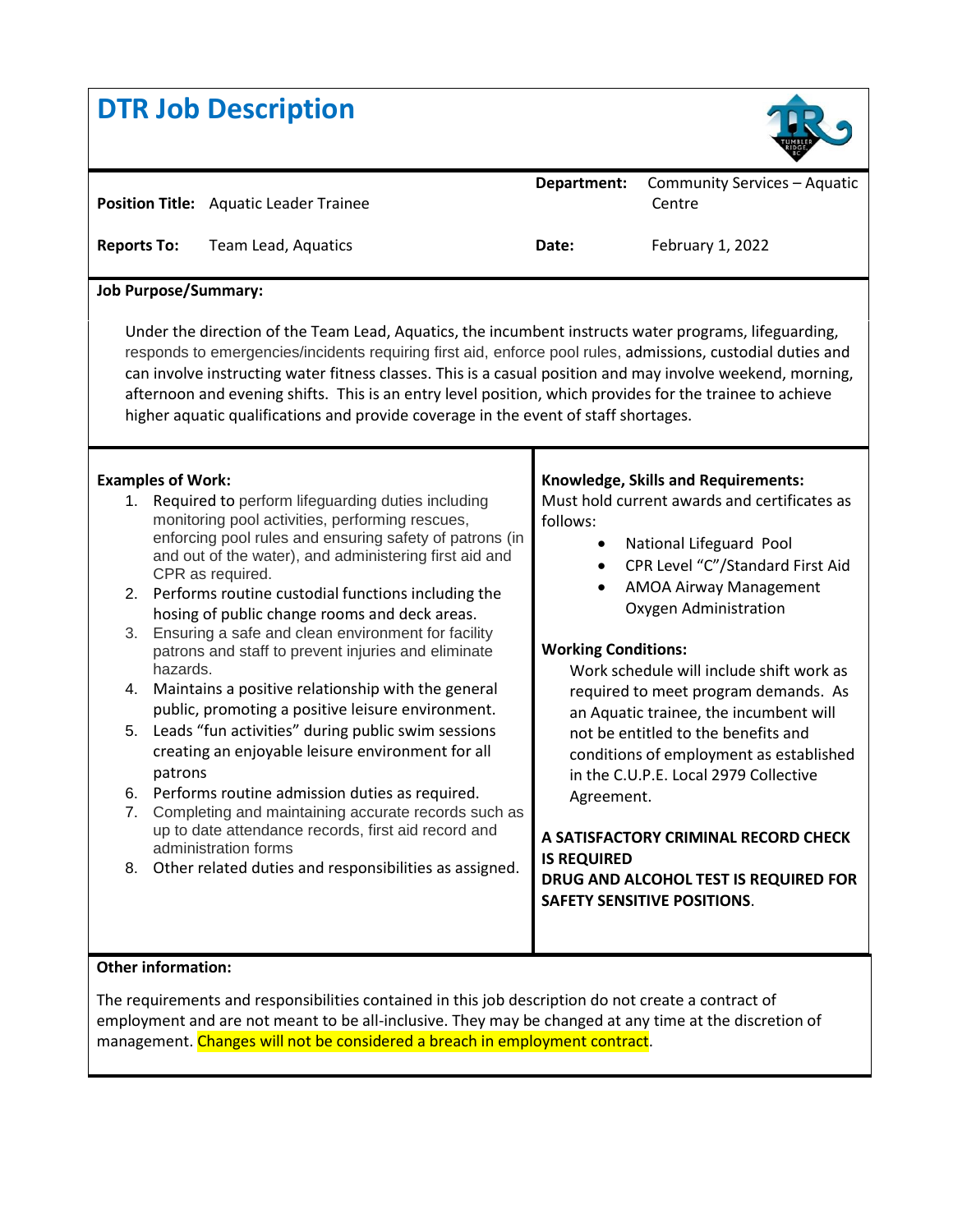# DTR Job Description

| | | | |
|---|---|---|---|
| **Position Title:** | Aquatic Leader Trainee | **Department:** | Community Services – Aquatic Centre |
| **Reports To:** | Team Lead, Aquatics | **Date:** | February 1, 2022 |

**Job Purpose/Summary:**

Under the direction of the Team Lead, Aquatics, the incumbent instructs water programs, lifeguarding, responds to emergencies/incidents requiring first aid, enforce pool rules, admissions, custodial duties and can involve instructing water fitness classes. This is a casual position and may involve weekend, morning, afternoon and evening shifts. This is an entry level position, which provides for the trainee to achieve higher aquatic qualifications and provide coverage in the event of staff shortages.

**Examples of Work:**

1. Required to perform lifeguarding duties including monitoring pool activities, performing rescues, enforcing pool rules and ensuring safety of patrons (in and out of the water), and administering first aid and CPR as required.
2. Performs routine custodial functions including the hosing of public change rooms and deck areas.
3. Ensuring a safe and clean environment for facility patrons and staff to prevent injuries and eliminate hazards.
4. Maintains a positive relationship with the general public, promoting a positive leisure environment.
5. Leads "fun activities" during public swim sessions creating an enjoyable leisure environment for all patrons
6. Performs routine admission duties as required.
7. Completing and maintaining accurate records such as up to date attendance records, first aid record and administration forms
8. Other related duties and responsibilities as assigned.

**Knowledge, Skills and Requirements:**

Must hold current awards and certificates as follows:

- National Lifeguard Pool
- CPR Level "C"/Standard First Aid
- AMOA Airway Management Oxygen Administration

**Working Conditions:**

Work schedule will include shift work as required to meet program demands. As an Aquatic trainee, the incumbent will not be entitled to the benefits and conditions of employment as established in the C.U.P.E. Local 2979 Collective Agreement.

**A SATISFACTORY CRIMINAL RECORD CHECK IS REQUIRED**

**DRUG AND ALCOHOL TEST IS REQUIRED FOR SAFETY SENSITIVE POSITIONS**.

**Other information:**

The requirements and responsibilities contained in this job description do not create a contract of employment and are not meant to be all-inclusive. They may be changed at any time at the discretion of management. Changes will not be considered a breach in employment contract.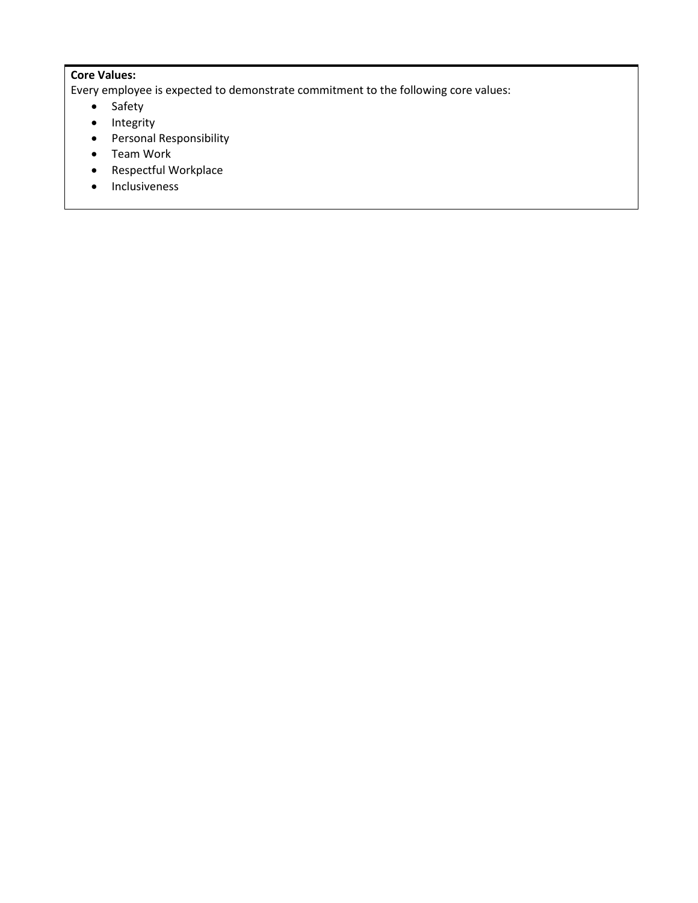**Core Values:**

Every employee is expected to demonstrate commitment to the following core values:

- Safety
- Integrity
- Personal Responsibility
- Team Work
- Respectful Workplace
- Inclusiveness